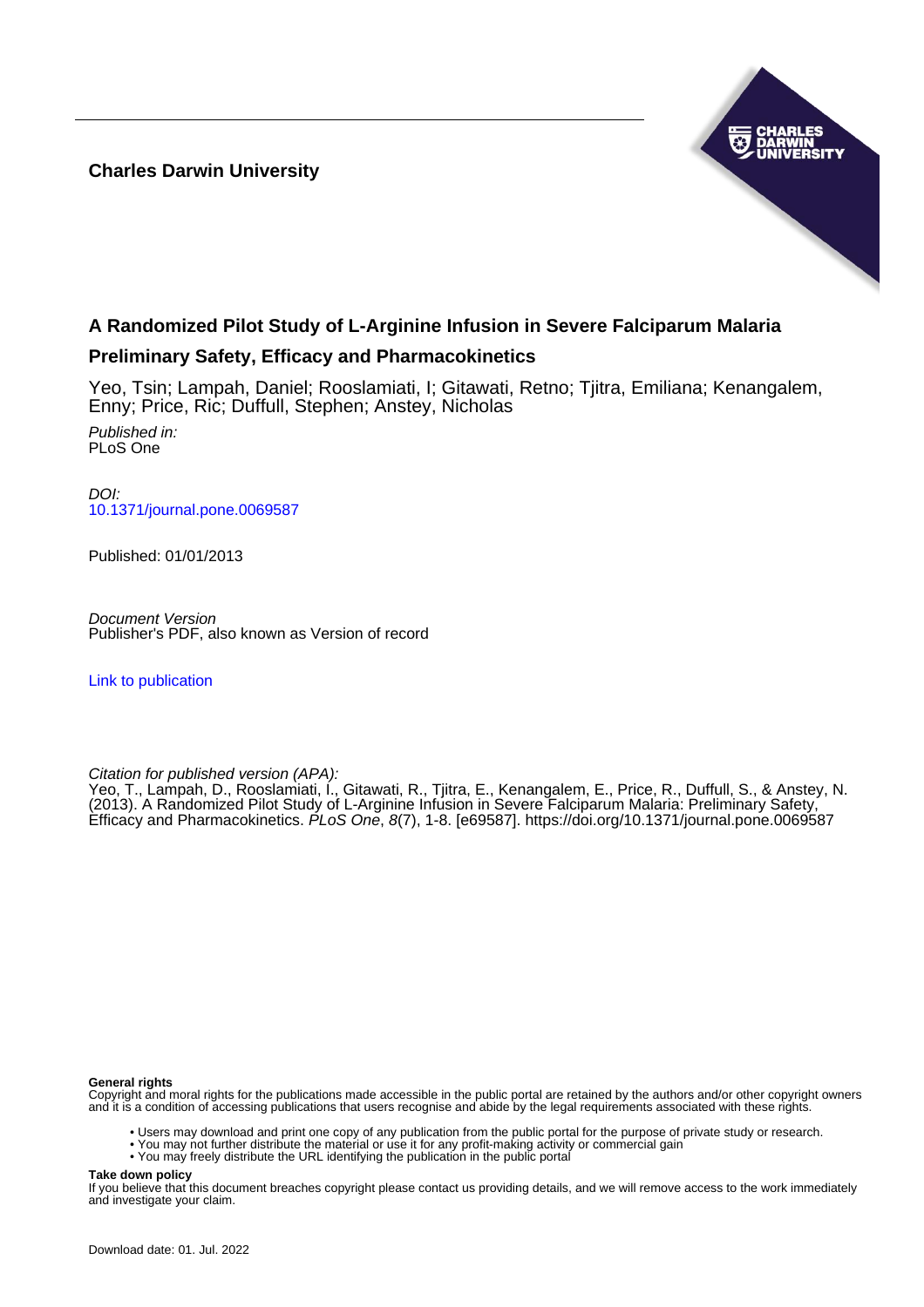**Charles Darwin University**

# A Randomized Pilot Study of L-Arginine Infusion in Severe Falciparum Malaria

## Preliminary Safety, Efficacy and Pharmacokinetics

Yeo, Tsin; Lampah, Daniel; Rooslamiati, I; Gitawati, Retno; Tjitra, Emiliana; Kenangalem, Enny; Price, Ric; Duffull, Stephen; Anstey, Nicholas

*Published in:*
PLoS One

*DOI:*
10.1371/journal.pone.0069587

Published: 01/01/2013

*Document Version*
Publisher's PDF, also known as Version of record

Link to publication

*Citation for published version (APA):*
Yeo, T., Lampah, D., Rooslamiati, I., Gitawati, R., Tjitra, E., Kenangalem, E., Price, R., Duffull, S., & Anstey, N. (2013). A Randomized Pilot Study of L-Arginine Infusion in Severe Falciparum Malaria: Preliminary Safety, Efficacy and Pharmacokinetics. *PLoS One*, *8*(7), 1-8. [e69587]. https://doi.org/10.1371/journal.pone.0069587

**General rights**
Copyright and moral rights for the publications made accessible in the public portal are retained by the authors and/or other copyright owners and it is a condition of accessing publications that users recognise and abide by the legal requirements associated with these rights.

- Users may download and print one copy of any publication from the public portal for the purpose of private study or research.
- You may not further distribute the material or use it for any profit-making activity or commercial gain
- You may freely distribute the URL identifying the publication in the public portal

**Take down policy**
If you believe that this document breaches copyright please contact us providing details, and we will remove access to the work immediately and investigate your claim.

Download date: 01. Jul. 2022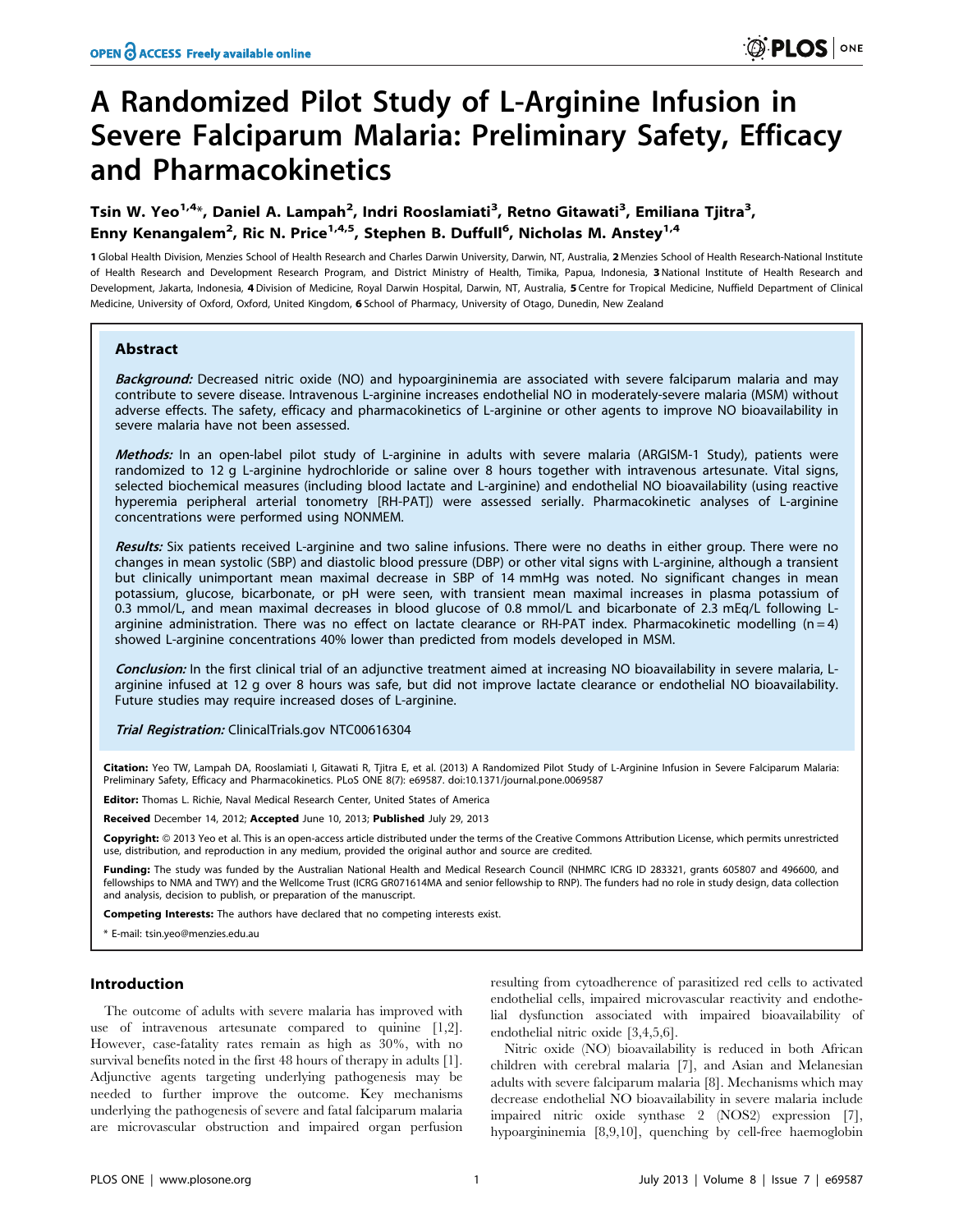# A Randomized Pilot Study of L-Arginine Infusion in Severe Falciparum Malaria: Preliminary Safety, Efficacy and Pharmacokinetics

**Tsin W. Yeo[1,4]*, Daniel A. Lampah[2], Indri Rooslamiati[3], Retno Gitawati[3], Emiliana Tjitra[3], Enny Kenangalem[2], Ric N. Price[1,4,5], Stephen B. Duffull[6], Nicholas M. Anstey[1,4]**

1 Global Health Division, Menzies School of Health Research and Charles Darwin University, Darwin, NT, Australia, 2 Menzies School of Health Research-National Institute of Health Research and Development Research Program, and District Ministry of Health, Timika, Papua, Indonesia, 3 National Institute of Health Research and Development, Jakarta, Indonesia, 4 Division of Medicine, Royal Darwin Hospital, Darwin, NT, Australia, 5 Centre for Tropical Medicine, Nuffield Department of Clinical Medicine, University of Oxford, Oxford, United Kingdom, 6 School of Pharmacy, University of Otago, Dunedin, New Zealand

## Abstract

***Background:*** Decreased nitric oxide (NO) and hypoargininemia are associated with severe falciparum malaria and may contribute to severe disease. Intravenous L-arginine increases endothelial NO in moderately-severe malaria (MSM) without adverse effects. The safety, efficacy and pharmacokinetics of L-arginine or other agents to improve NO bioavailability in severe malaria have not been assessed.

***Methods:*** In an open-label pilot study of L-arginine in adults with severe malaria (ARGISM-1 Study), patients were randomized to 12 g L-arginine hydrochloride or saline over 8 hours together with intravenous artesunate. Vital signs, selected biochemical measures (including blood lactate and L-arginine) and endothelial NO bioavailability (using reactive hyperemia peripheral arterial tonometry [RH-PAT]) were assessed serially. Pharmacokinetic analyses of L-arginine concentrations were performed using NONMEM.

***Results:*** Six patients received L-arginine and two saline infusions. There were no deaths in either group. There were no changes in mean systolic (SBP) and diastolic blood pressure (DBP) or other vital signs with L-arginine, although a transient but clinically unimportant mean maximal decrease in SBP of 14 mmHg was noted. No significant changes in mean potassium, glucose, bicarbonate, or pH were seen, with transient mean maximal increases in plasma potassium of 0.3 mmol/L, and mean maximal decreases in blood glucose of 0.8 mmol/L and bicarbonate of 2.3 mEq/L following L-arginine administration. There was no effect on lactate clearance or RH-PAT index. Pharmacokinetic modelling (n = 4) showed L-arginine concentrations 40% lower than predicted from models developed in MSM.

***Conclusion:*** In the first clinical trial of an adjunctive treatment aimed at increasing NO bioavailability in severe malaria, L-arginine infused at 12 g over 8 hours was safe, but did not improve lactate clearance or endothelial NO bioavailability. Future studies may require increased doses of L-arginine.

***Trial Registration:*** ClinicalTrials.gov NTC00616304

**Citation:** Yeo TW, Lampah DA, Rooslamiati I, Gitawati R, Tjitra E, et al. (2013) A Randomized Pilot Study of L-Arginine Infusion in Severe Falciparum Malaria: Preliminary Safety, Efficacy and Pharmacokinetics. PLoS ONE 8(7): e69587. doi:10.1371/journal.pone.0069587

**Editor:** Thomas L. Richie, Naval Medical Research Center, United States of America

**Received** December 14, 2012; **Accepted** June 10, 2013; **Published** July 29, 2013

**Copyright:** © 2013 Yeo et al. This is an open-access article distributed under the terms of the Creative Commons Attribution License, which permits unrestricted use, distribution, and reproduction in any medium, provided the original author and source are credited.

**Funding:** The study was funded by the Australian National Health and Medical Research Council (NHMRC ICRG ID 283321, grants 605807 and 496600, and fellowships to NMA and TWY) and the Wellcome Trust (ICRG GR071614MA and senior fellowship to RNP). The funders had no role in study design, data collection and analysis, decision to publish, or preparation of the manuscript.

**Competing Interests:** The authors have declared that no competing interests exist.

\* E-mail: tsin.yeo@menzies.edu.au

## Introduction

The outcome of adults with severe malaria has improved with use of intravenous artesunate compared to quinine [1,2]. However, case-fatality rates remain as high as 30%, with no survival benefits noted in the first 48 hours of therapy in adults [1]. Adjunctive agents targeting underlying pathogenesis may be needed to further improve the outcome. Key mechanisms underlying the pathogenesis of severe and fatal falciparum malaria are microvascular obstruction and impaired organ perfusion resulting from cytoadherence of parasitized red cells to activated endothelial cells, impaired microvascular reactivity and endothelial dysfunction associated with impaired bioavailability of endothelial nitric oxide [3,4,5,6].

Nitric oxide (NO) bioavailability is reduced in both African children with cerebral malaria [7], and Asian and Melanesian adults with severe falciparum malaria [8]. Mechanisms which may decrease endothelial NO bioavailability in severe malaria include impaired nitric oxide synthase 2 (NOS2) expression [7], hypoargininemia [8,9,10], quenching by cell-free haemoglobin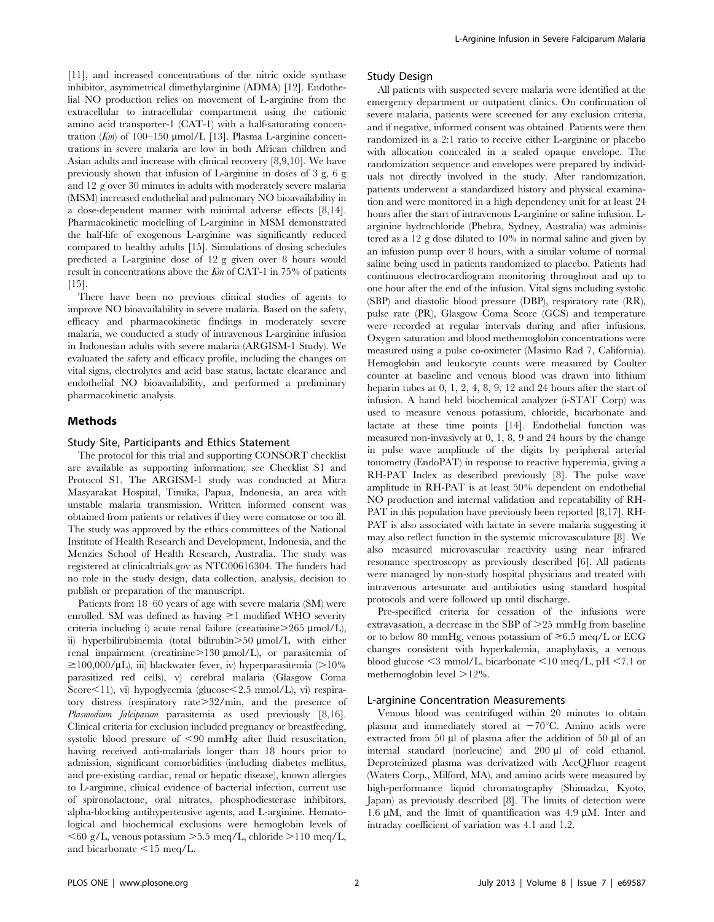[11], and increased concentrations of the nitric oxide synthase inhibitor, asymmetrical dimethylarginine (ADMA) [12]. Endothelial NO production relies on movement of L-arginine from the extracellular to intracellular compartment using the cationic amino acid transporter-1 (CAT-1) with a half-saturating concentration (*Km*) of 100–150 µmol/L [13]. Plasma L-arginine concentrations in severe malaria are low in both African children and Asian adults and increase with clinical recovery [8,9,10]. We have previously shown that infusion of L-arginine in doses of 3 g, 6 g and 12 g over 30 minutes in adults with moderately severe malaria (MSM) increased endothelial and pulmonary NO bioavailability in a dose-dependent manner with minimal adverse effects [8,14]. Pharmacokinetic modelling of L-arginine in MSM demonstrated the half-life of exogenous L-arginine was significantly reduced compared to healthy adults [15]. Simulations of dosing schedules predicted a L-arginine dose of 12 g given over 8 hours would result in concentrations above the *Km* of CAT-1 in 75% of patients [15].

There have been no previous clinical studies of agents to improve NO bioavailability in severe malaria. Based on the safety, efficacy and pharmacokinetic findings in moderately severe malaria, we conducted a study of intravenous L-arginine infusion in Indonesian adults with severe malaria (ARGISM-1 Study). We evaluated the safety and efficacy profile, including the changes on vital signs, electrolytes and acid base status, lactate clearance and endothelial NO bioavailability, and performed a preliminary pharmacokinetic analysis.

## Methods

### Study Site, Participants and Ethics Statement

The protocol for this trial and supporting CONSORT checklist are available as supporting information; see Checklist S1 and Protocol S1. The ARGISM-1 study was conducted at Mitra Masyarakat Hospital, Timika, Papua, Indonesia, an area with unstable malaria transmission. Written informed consent was obtained from patients or relatives if they were comatose or too ill. The study was approved by the ethics committees of the National Institute of Health Research and Development, Indonesia, and the Menzies School of Health Research, Australia. The study was registered at clinicaltrials.gov as NTC00616304. The funders had no role in the study design, data collection, analysis, decision to publish or preparation of the manuscript.

Patients from 18–60 years of age with severe malaria (SM) were enrolled. SM was defined as having ≥1 modified WHO severity criteria including i) acute renal failure (creatinine>265 µmol/L), ii) hyperbilirubinemia (total bilirubin>50 µmol/L with either renal impairment (creatinine>130 µmol/L), or parasitemia of ≥100,000/µL), iii) blackwater fever, iv) hyperparasitemia (>10% parasitized red cells), v) cerebral malaria (Glasgow Coma Score<11), vi) hypoglycemia (glucose<2.5 mmol/L), vi) respiratory distress (respiratory rate>32/min, and the presence of *Plasmodium falciparum* parasitemia as used previously [8,16]. Clinical criteria for exclusion included pregnancy or breastfeeding, systolic blood pressure of <90 mmHg after fluid resuscitation, having received anti-malarials longer than 18 hours prior to admission, significant comorbidities (including diabetes mellitus, and pre-existing cardiac, renal or hepatic disease), known allergies to L-arginine, clinical evidence of bacterial infection, current use of spironolactone, oral nitrates, phosphodiesterase inhibitors, alpha-blocking antihypertensive agents, and L-arginine. Hematological and biochemical exclusions were hemoglobin levels of <60 g/L, venous potassium >5.5 meq/L, chloride >110 meq/L, and bicarbonate <15 meq/L.

### Study Design

All patients with suspected severe malaria were identified at the emergency department or outpatient clinics. On confirmation of severe malaria, patients were screened for any exclusion criteria, and if negative, informed consent was obtained. Patients were then randomized in a 2:1 ratio to receive either L-arginine or placebo with allocation concealed in a sealed opaque envelope. The randomization sequence and envelopes were prepared by individuals not directly involved in the study. After randomization, patients underwent a standardized history and physical examination and were monitored in a high dependency unit for at least 24 hours after the start of intravenous L-arginine or saline infusion. L-arginine hydrochloride (Phebra, Sydney, Australia) was administered as a 12 g dose diluted to 10% in normal saline and given by an infusion pump over 8 hours, with a similar volume of normal saline being used in patients randomized to placebo. Patients had continuous electrocardiogram monitoring throughout and up to one hour after the end of the infusion. Vital signs including systolic (SBP) and diastolic blood pressure (DBP), respiratory rate (RR), pulse rate (PR), Glasgow Coma Score (GCS) and temperature were recorded at regular intervals during and after infusions. Oxygen saturation and blood methemoglobin concentrations were measured using a pulse co-oximeter (Masimo Rad 7, California). Hemoglobin and leukocyte counts were measured by Coulter counter at baseline and venous blood was drawn into lithium heparin tubes at 0, 1, 2, 4, 8, 9, 12 and 24 hours after the start of infusion. A hand held biochemical analyzer (i-STAT Corp) was used to measure venous potassium, chloride, bicarbonate and lactate at these time points [14]. Endothelial function was measured non-invasively at 0, 1, 8, 9 and 24 hours by the change in pulse wave amplitude of the digits by peripheral arterial tonometry (EndoPAT) in response to reactive hyperemia, giving a RH-PAT Index as described previously [8]. The pulse wave amplitude in RH-PAT is at least 50% dependent on endothelial NO production and internal validation and repeatability of RH-PAT in this population have previously been reported [8,17]. RH-PAT is also associated with lactate in severe malaria suggesting it may also reflect function in the systemic microvasculature [8]. We also measured microvascular reactivity using near infrared resonance spectroscopy as previously described [6]. All patients were managed by non-study hospital physicians and treated with intravenous artesunate and antibiotics using standard hospital protocols and were followed up until discharge.

Pre-specified criteria for cessation of the infusions were extravasation, a decrease in the SBP of >25 mmHg from baseline or to below 80 mmHg, venous potassium of ≥6.5 meq/L or ECG changes consistent with hyperkalemia, anaphylaxis, a venous blood glucose <3 mmol/L, bicarbonate <10 meq/L, pH <7.1 or methemoglobin level >12%.

### L-arginine Concentration Measurements

Venous blood was centrifuged within 20 minutes to obtain plasma and immediately stored at −70°C. Amino acids were extracted from 50 µl of plasma after the addition of 50 µl of an internal standard (norleucine) and 200 µl of cold ethanol. Deproteinized plasma was derivatized with AccQFluor reagent (Waters Corp., Milford, MA), and amino acids were measured by high-performance liquid chromatography (Shimadzu, Kyoto, Japan) as previously described [8]. The limits of detection were 1.6 µM, and the limit of quantification was 4.9 µM. Inter and intraday coefficient of variation was 4.1 and 1.2.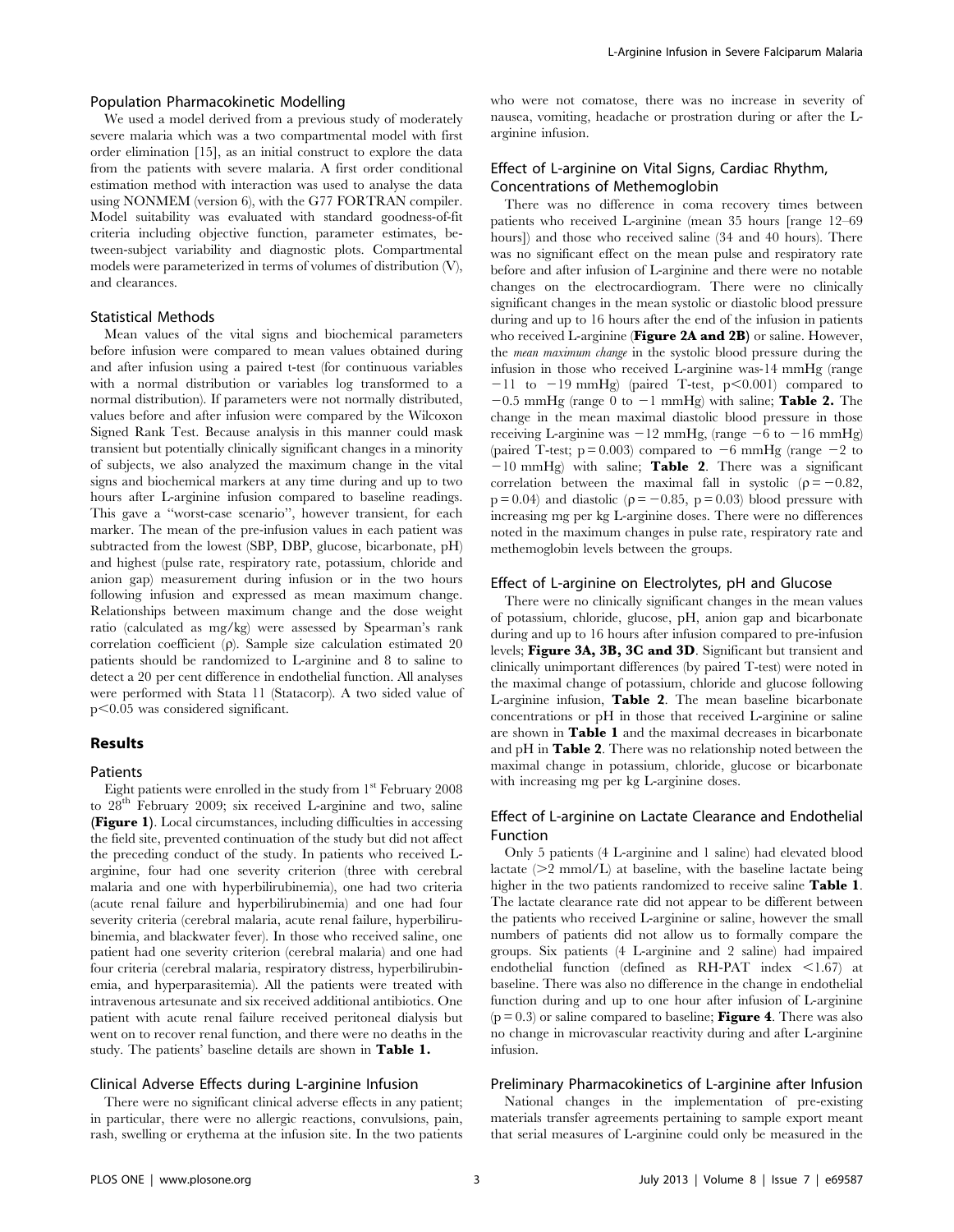### Population Pharmacokinetic Modelling

We used a model derived from a previous study of moderately severe malaria which was a two compartmental model with first order elimination [15], as an initial construct to explore the data from the patients with severe malaria. A first order conditional estimation method with interaction was used to analyse the data using NONMEM (version 6), with the G77 FORTRAN compiler. Model suitability was evaluated with standard goodness-of-fit criteria including objective function, parameter estimates, between-subject variability and diagnostic plots. Compartmental models were parameterized in terms of volumes of distribution (V), and clearances.

### Statistical Methods

Mean values of the vital signs and biochemical parameters before infusion were compared to mean values obtained during and after infusion using a paired t-test (for continuous variables with a normal distribution or variables log transformed to a normal distribution). If parameters were not normally distributed, values before and after infusion were compared by the Wilcoxon Signed Rank Test. Because analysis in this manner could mask transient but potentially clinically significant changes in a minority of subjects, we also analyzed the maximum change in the vital signs and biochemical markers at any time during and up to two hours after L-arginine infusion compared to baseline readings. This gave a "worst-case scenario", however transient, for each marker. The mean of the pre-infusion values in each patient was subtracted from the lowest (SBP, DBP, glucose, bicarbonate, pH) and highest (pulse rate, respiratory rate, potassium, chloride and anion gap) measurement during infusion or in the two hours following infusion and expressed as mean maximum change. Relationships between maximum change and the dose weight ratio (calculated as mg/kg) were assessed by Spearman's rank correlation coefficient ($\rho$). Sample size calculation estimated 20 patients should be randomized to L-arginine and 8 to saline to detect a 20 per cent difference in endothelial function. All analyses were performed with Stata 11 (Statacorp). A two sided value of $p<0.05$ was considered significant.

## Results

### Patients

Eight patients were enrolled in the study from 1st February 2008 to 28th February 2009; six received L-arginine and two, saline (**Figure 1**). Local circumstances, including difficulties in accessing the field site, prevented continuation of the study but did not affect the preceding conduct of the study. In patients who received L-arginine, four had one severity criterion (three with cerebral malaria and one with hyperbilirubinemia), one had two criteria (acute renal failure and hyperbilirubinemia) and one had four severity criteria (cerebral malaria, acute renal failure, hyperbilirubinemia, and blackwater fever). In those who received saline, one patient had one severity criterion (cerebral malaria) and one had four criteria (cerebral malaria, respiratory distress, hyperbilirubinemia, and hyperparasitemia). All the patients were treated with intravenous artesunate and six received additional antibiotics. One patient with acute renal failure received peritoneal dialysis but went on to recover renal function, and there were no deaths in the study. The patients' baseline details are shown in **Table 1.**

### Clinical Adverse Effects during L-arginine Infusion

There were no significant clinical adverse effects in any patient; in particular, there were no allergic reactions, convulsions, pain, rash, swelling or erythema at the infusion site. In the two patients who were not comatose, there was no increase in severity of nausea, vomiting, headache or prostration during or after the L-arginine infusion.

### Effect of L-arginine on Vital Signs, Cardiac Rhythm, Concentrations of Methemoglobin

There was no difference in coma recovery times between patients who received L-arginine (mean 35 hours [range 12–69 hours]) and those who received saline (34 and 40 hours). There was no significant effect on the mean pulse and respiratory rate before and after infusion of L-arginine and there were no notable changes on the electrocardiogram. There were no clinically significant changes in the mean systolic or diastolic blood pressure during and up to 16 hours after the end of the infusion in patients who received L-arginine (**Figure 2A and 2B**) or saline. However, the *mean maximum change* in the systolic blood pressure during the infusion in those who received L-arginine was-14 mmHg (range −11 to −19 mmHg) (paired T-test, $p<0.001$) compared to −0.5 mmHg (range 0 to −1 mmHg) with saline; **Table 2.** The change in the mean maximal diastolic blood pressure in those receiving L-arginine was −12 mmHg, (range −6 to −16 mmHg) (paired T-test; $p = 0.003$) compared to −6 mmHg (range −2 to −10 mmHg) with saline; **Table 2**. There was a significant correlation between the maximal fall in systolic ($\rho = -0.82$, $p = 0.04$) and diastolic ($\rho = -0.85$, $p = 0.03$) blood pressure with increasing mg per kg L-arginine doses. There were no differences noted in the maximum changes in pulse rate, respiratory rate and methemoglobin levels between the groups.

### Effect of L-arginine on Electrolytes, pH and Glucose

There were no clinically significant changes in the mean values of potassium, chloride, glucose, pH, anion gap and bicarbonate during and up to 16 hours after infusion compared to pre-infusion levels; **Figure 3A, 3B, 3C and 3D**. Significant but transient and clinically unimportant differences (by paired T-test) were noted in the maximal change of potassium, chloride and glucose following L-arginine infusion, **Table 2**. The mean baseline bicarbonate concentrations or pH in those that received L-arginine or saline are shown in **Table 1** and the maximal decreases in bicarbonate and pH in **Table 2**. There was no relationship noted between the maximal change in potassium, chloride, glucose or bicarbonate with increasing mg per kg L-arginine doses.

### Effect of L-arginine on Lactate Clearance and Endothelial Function

Only 5 patients (4 L-arginine and 1 saline) had elevated blood lactate (>2 mmol/L) at baseline, with the baseline lactate being higher in the two patients randomized to receive saline **Table 1**. The lactate clearance rate did not appear to be different between the patients who received L-arginine or saline, however the small numbers of patients did not allow us to formally compare the groups. Six patients (4 L-arginine and 2 saline) had impaired endothelial function (defined as RH-PAT index <1.67) at baseline. There was also no difference in the change in endothelial function during and up to one hour after infusion of L-arginine ($p = 0.3$) or saline compared to baseline; **Figure 4**. There was also no change in microvascular reactivity during and after L-arginine infusion.

### Preliminary Pharmacokinetics of L-arginine after Infusion

National changes in the implementation of pre-existing materials transfer agreements pertaining to sample export meant that serial measures of L-arginine could only be measured in the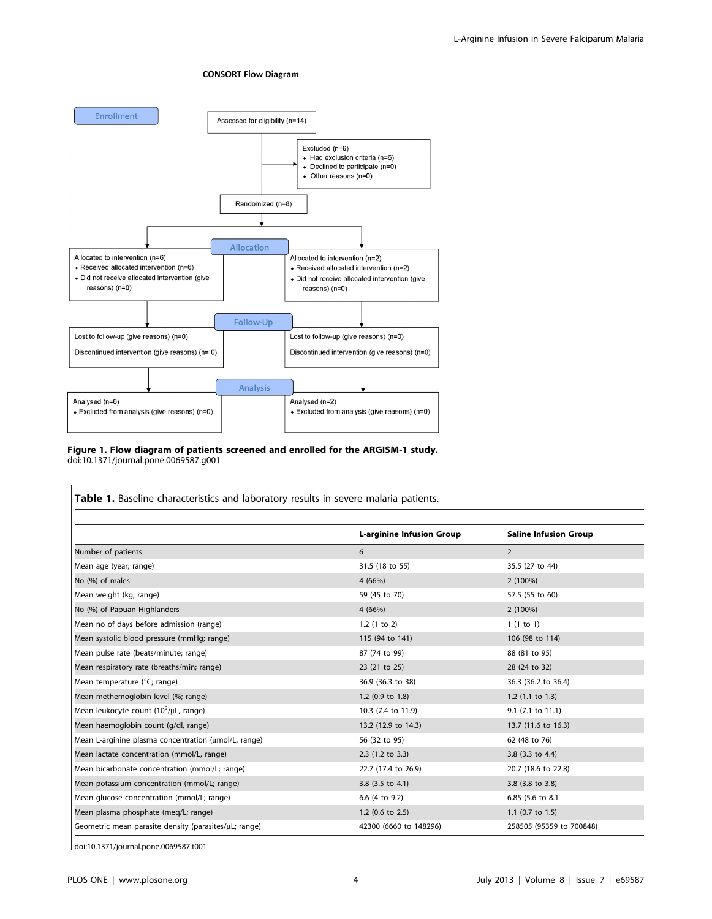**CONSORT Flow Diagram**

**Enrollment**

Assessed for eligibility (n=14)

Excluded (n=6)
- Had exclusion criteria (n=6)
- Declined to participate (n=0)
- Other reasons (n=0)

Randomized (n=8)

**Allocation**

Allocated to intervention (n=6)
- Received allocated intervention (n=6)
- Did not receive allocated intervention (give reasons) (n=0)

Allocated to intervention (n=2)
- Received allocated intervention (n=2)
- Did not receive allocated intervention (give reasons) (n=0)

**Follow-Up**

Lost to follow-up (give reasons) (n=0)

Discontinued intervention (give reasons) (n= 0)

Lost to follow-up (give reasons) (n=0)

Discontinued intervention (give reasons) (n=0)

**Analysis**

Analysed (n=6)
- Excluded from analysis (give reasons) (n=0)

Analysed (n=2)
- Excluded from analysis (give reasons) (n=0)

**Figure 1. Flow diagram of patients screened and enrolled for the ARGISM-1 study.**
doi:10.1371/journal.pone.0069587.g001

**Table 1.** Baseline characteristics and laboratory results in severe malaria patients.

| | L-arginine Infusion Group | Saline Infusion Group |
|---|---|---|
| Number of patients | 6 | 2 |
| Mean age (year; range) | 31.5 (18 to 55) | 35.5 (27 to 44) |
| No (%) of males | 4 (66%) | 2 (100%) |
| Mean weight (kg; range) | 59 (45 to 70) | 57.5 (55 to 60) |
| No (%) of Papuan Highlanders | 4 (66%) | 2 (100%) |
| Mean no of days before admission (range) | 1.2 (1 to 2) | 1 (1 to 1) |
| Mean systolic blood pressure (mmHg; range) | 115 (94 to 141) | 106 (98 to 114) |
| Mean pulse rate (beats/minute; range) | 87 (74 to 99) | 88 (81 to 95) |
| Mean respiratory rate (breaths/min; range) | 23 (21 to 25) | 28 (24 to 32) |
| Mean temperature (°C; range) | 36.9 (36.3 to 38) | 36.3 (36.2 to 36.4) |
| Mean methemoglobin level (%; range) | 1.2 (0.9 to 1.8) | 1.2 (1.1 to 1.3) |
| Mean leukocyte count ($10^3$/μL, range) | 10.3 (7.4 to 11.9) | 9.1 (7.1 to 11.1) |
| Mean haemoglobin count (g/dl, range) | 13.2 (12.9 to 14.3) | 13.7 (11.6 to 16.3) |
| Mean L-arginine plasma concentration (μmol/L, range) | 56 (32 to 95) | 62 (48 to 76) |
| Mean lactate concentration (mmol/L, range) | 2.3 (1.2 to 3.3) | 3.8 (3.3 to 4.4) |
| Mean bicarbonate concentration (mmol/L; range) | 22.7 (17.4 to 26.9) | 20.7 (18.6 to 22.8) |
| Mean potassium concentration (mmol/L; range) | 3.8 (3.5 to 4.1) | 3.8 (3.8 to 3.8) |
| Mean glucose concentration (mmol/L; range) | 6.6 (4 to 9.2) | 6.85 (5.6 to 8.1 |
| Mean plasma phosphate (meq/L; range) | 1.2 (0.6 to 2.5) | 1.1 (0.7 to 1.5) |
| Geometric mean parasite density (parasites/μL; range) | 42300 (6660 to 148296) | 258505 (95359 to 700848) |

doi:10.1371/journal.pone.0069587.t001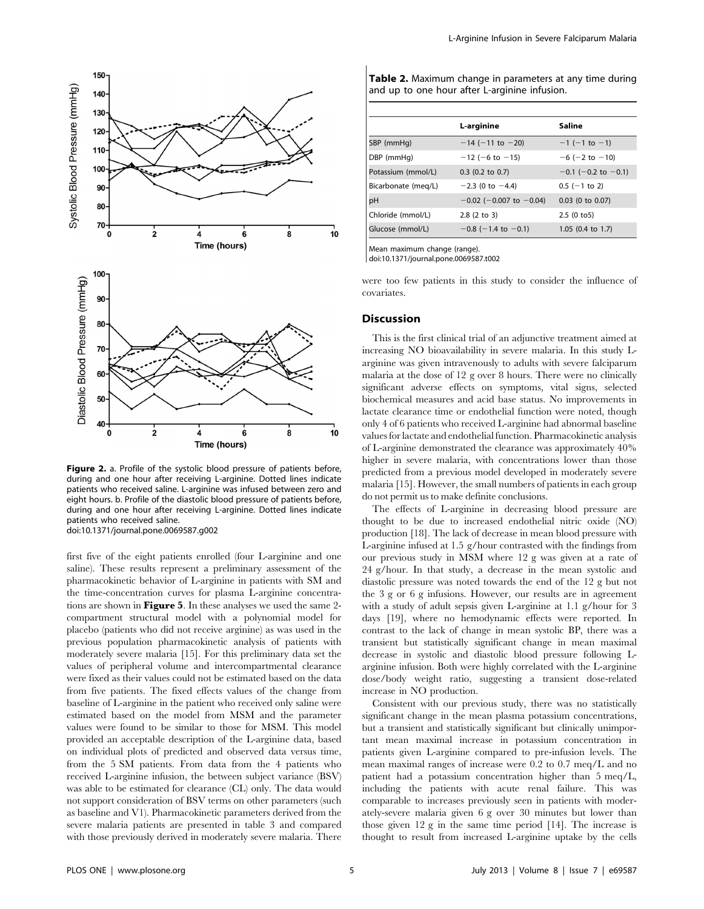Figure 2. a. Profile of the systolic blood pressure of patients before, during and one hour after receiving L-arginine. Dotted lines indicate patients who received saline. L-arginine was infused between zero and eight hours. b. Profile of the diastolic blood pressure of patients before, during and one hour after receiving L-arginine. Dotted lines indicate patients who received saline.
doi:10.1371/journal.pone.0069587.g002

first five of the eight patients enrolled (four L-arginine and one saline). These results represent a preliminary assessment of the pharmacokinetic behavior of L-arginine in patients with SM and the time-concentration curves for plasma L-arginine concentrations are shown in **Figure 5**. In these analyses we used the same 2-compartment structural model with a polynomial model for placebo (patients who did not receive arginine) as was used in the previous population pharmacokinetic analysis of patients with moderately severe malaria [15]. For this preliminary data set the values of peripheral volume and intercompartmental clearance were fixed as their values could not be estimated based on the data from five patients. The fixed effects values of the change from baseline of L-arginine in the patient who received only saline were estimated based on the model from MSM and the parameter values were found to be similar to those for MSM. This model provided an acceptable description of the L-arginine data, based on individual plots of predicted and observed data versus time, from the 5 SM patients. From data from the 4 patients who received L-arginine infusion, the between subject variance (BSV) was able to be estimated for clearance (CL) only. The data would not support consideration of BSV terms on other parameters (such as baseline and V1). Pharmacokinetic parameters derived from the severe malaria patients are presented in table 3 and compared with those previously derived in moderately severe malaria. There were too few patients in this study to consider the influence of covariates.

**Table 2.** Maximum change in parameters at any time during and up to one hour after L-arginine infusion.

| | L-arginine | Saline |
|---|---|---|
| SBP (mmHg) | −14 (−11 to −20) | −1 (−1 to −1) |
| DBP (mmHg) | −12 (−6 to −15) | −6 (−2 to −10) |
| Potassium (mmol/L) | 0.3 (0.2 to 0.7) | −0.1 (−0.2 to −0.1) |
| Bicarbonate (meq/L) | −2.3 (0 to −4.4) | 0.5 (−1 to 2) |
| pH | −0.02 (−0.007 to −0.04) | 0.03 (0 to 0.07) |
| Chloride (mmol/L) | 2.8 (2 to 3) | 2.5 (0 to5) |
| Glucose (mmol/L) | −0.8 (−1.4 to −0.1) | 1.05 (0.4 to 1.7) |

Mean maximum change (range).
doi:10.1371/journal.pone.0069587.t002

## Discussion

This is the first clinical trial of an adjunctive treatment aimed at increasing NO bioavailability in severe malaria. In this study L-arginine was given intravenously to adults with severe falciparum malaria at the dose of 12 g over 8 hours. There were no clinically significant adverse effects on symptoms, vital signs, selected biochemical measures and acid base status. No improvements in lactate clearance time or endothelial function were noted, though only 4 of 6 patients who received L-arginine had abnormal baseline values for lactate and endothelial function. Pharmacokinetic analysis of L-arginine demonstrated the clearance was approximately 40% higher in severe malaria, with concentrations lower than those predicted from a previous model developed in moderately severe malaria [15]. However, the small numbers of patients in each group do not permit us to make definite conclusions.

The effects of L-arginine in decreasing blood pressure are thought to be due to increased endothelial nitric oxide (NO) production [18]. The lack of decrease in mean blood pressure with L-arginine infused at 1.5 g/hour contrasted with the findings from our previous study in MSM where 12 g was given at a rate of 24 g/hour. In that study, a decrease in the mean systolic and diastolic pressure was noted towards the end of the 12 g but not the 3 g or 6 g infusions. However, our results are in agreement with a study of adult sepsis given L-arginine at 1.1 g/hour for 3 days [19], where no hemodynamic effects were reported. In contrast to the lack of change in mean systolic BP, there was a transient but statistically significant change in mean maximal decrease in systolic and diastolic blood pressure following L-arginine infusion. Both were highly correlated with the L-arginine dose/body weight ratio, suggesting a transient dose-related increase in NO production.

Consistent with our previous study, there was no statistically significant change in the mean plasma potassium concentrations, but a transient and statistically significant but clinically unimportant mean maximal increase in potassium concentration in patients given L-arginine compared to pre-infusion levels. The mean maximal ranges of increase were 0.2 to 0.7 meq/L and no patient had a potassium concentration higher than 5 meq/L, including the patients with acute renal failure. This was comparable to increases previously seen in patients with moderately-severe malaria given 6 g over 30 minutes but lower than those given 12 g in the same time period [14]. The increase is thought to result from increased L-arginine uptake by the cells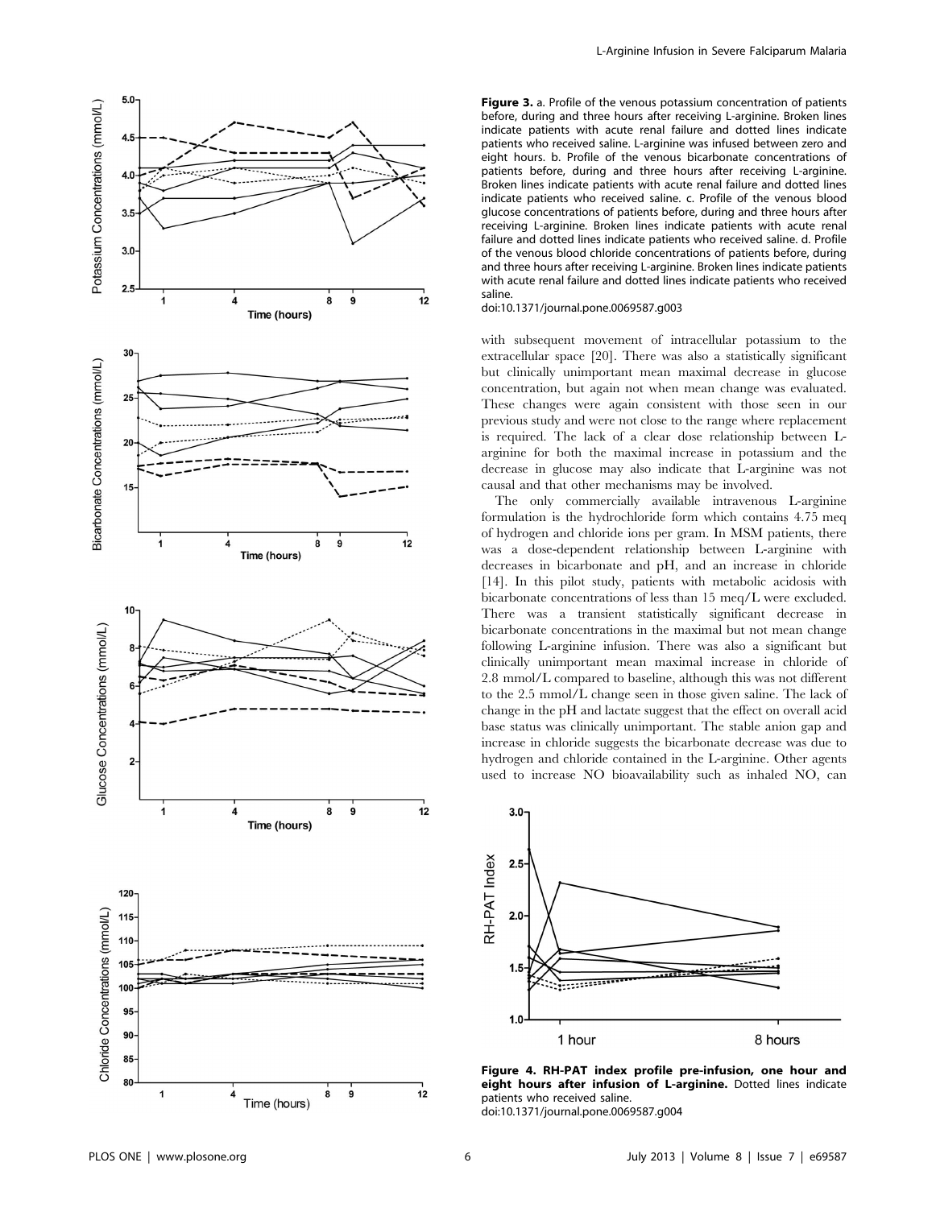**Figure 3.** a. Profile of the venous potassium concentration of patients before, during and three hours after receiving L-arginine. Broken lines indicate patients with acute renal failure and dotted lines indicate patients who received saline. L-arginine was infused between zero and eight hours. b. Profile of the venous bicarbonate concentrations of patients before, during and three hours after receiving L-arginine. Broken lines indicate patients with acute renal failure and dotted lines indicate patients who received saline. c. Profile of the venous blood glucose concentrations of patients before, during and three hours after receiving L-arginine. Broken lines indicate patients with acute renal failure and dotted lines indicate patients who received saline. d. Profile of the venous blood chloride concentrations of patients before, during and three hours after receiving L-arginine. Broken lines indicate patients with acute renal failure and dotted lines indicate patients who received saline.
doi:10.1371/journal.pone.0069587.g003

with subsequent movement of intracellular potassium to the extracellular space [20]. There was also a statistically significant but clinically unimportant mean maximal decrease in glucose concentration, but again not when mean change was evaluated. These changes were again consistent with those seen in our previous study and were not close to the range where replacement is required. The lack of a clear dose relationship between L-arginine for both the maximal increase in potassium and the decrease in glucose may also indicate that L-arginine was not causal and that other mechanisms may be involved.

The only commercially available intravenous L-arginine formulation is the hydrochloride form which contains 4.75 meq of hydrogen and chloride ions per gram. In MSM patients, there was a dose-dependent relationship between L-arginine with decreases in bicarbonate and pH, and an increase in chloride [14]. In this pilot study, patients with metabolic acidosis with bicarbonate concentrations of less than 15 meq/L were excluded. There was a transient statistically significant decrease in bicarbonate concentrations in the maximal but not mean change following L-arginine infusion. There was also a significant but clinically unimportant mean maximal increase in chloride of 2.8 mmol/L compared to baseline, although this was not different to the 2.5 mmol/L change seen in those given saline. The lack of change in the pH and lactate suggest that the effect on overall acid base status was clinically unimportant. The stable anion gap and increase in chloride suggests the bicarbonate decrease was due to hydrogen and chloride contained in the L-arginine. Other agents used to increase NO bioavailability such as inhaled NO, can

**Figure 4. RH-PAT index profile pre-infusion, one hour and eight hours after infusion of L-arginine.** Dotted lines indicate patients who received saline.
doi:10.1371/journal.pone.0069587.g004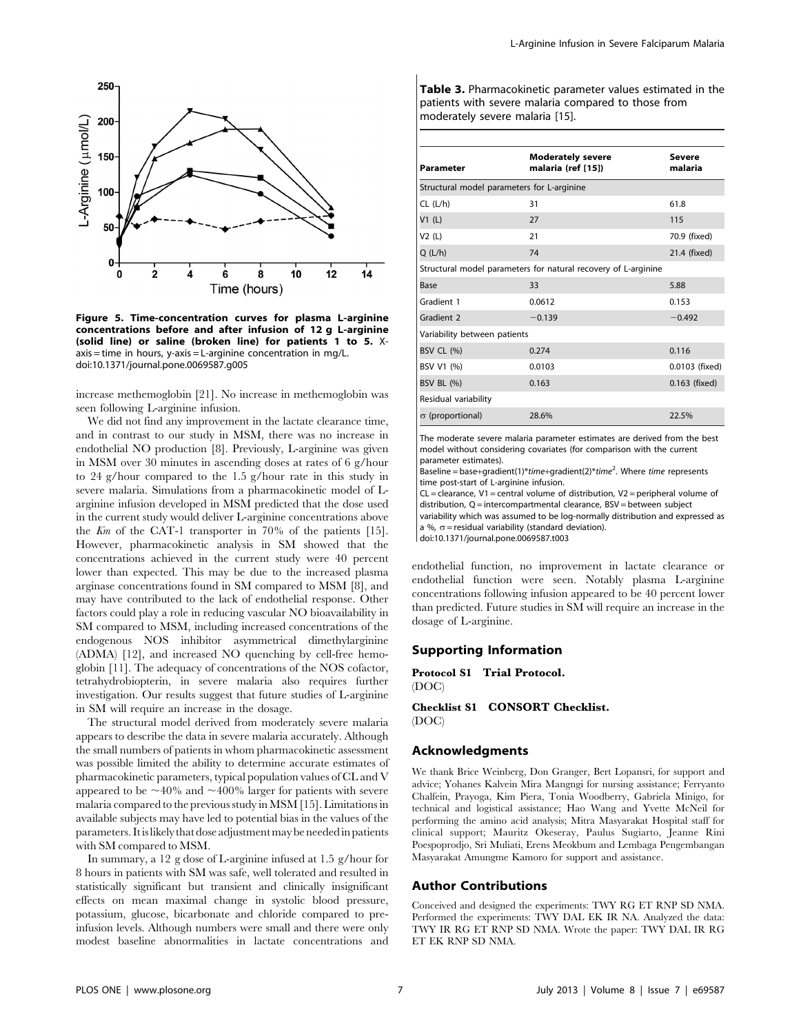Figure 5. Time-concentration curves for plasma L-arginine concentrations before and after infusion of 12 g L-arginine (solid line) or saline (broken line) for patients 1 to 5. X-axis = time in hours, y-axis = L-arginine concentration in mg/L. doi:10.1371/journal.pone.0069587.g005

increase methemoglobin [21]. No increase in methemoglobin was seen following L-arginine infusion.

We did not find any improvement in the lactate clearance time, and in contrast to our study in MSM, there was no increase in endothelial NO production [8]. Previously, L-arginine was given in MSM over 30 minutes in ascending doses at rates of 6 g/hour to 24 g/hour compared to the 1.5 g/hour rate in this study in severe malaria. Simulations from a pharmacokinetic model of L-arginine infusion developed in MSM predicted that the dose used in the current study would deliver L-arginine concentrations above the *Km* of the CAT-1 transporter in 70% of the patients [15]. However, pharmacokinetic analysis in SM showed that the concentrations achieved in the current study were 40 percent lower than expected. This may be due to the increased plasma arginase concentrations found in SM compared to MSM [8], and may have contributed to the lack of endothelial response. Other factors could play a role in reducing vascular NO bioavailability in SM compared to MSM, including increased concentrations of the endogenous NOS inhibitor asymmetrical dimethylarginine (ADMA) [12], and increased NO quenching by cell-free hemoglobin [11]. The adequacy of concentrations of the NOS cofactor, tetrahydrobiopterin, in severe malaria also requires further investigation. Our results suggest that future studies of L-arginine in SM will require an increase in the dosage.

The structural model derived from moderately severe malaria appears to describe the data in severe malaria accurately. Although the small numbers of patients in whom pharmacokinetic assessment was possible limited the ability to determine accurate estimates of pharmacokinetic parameters, typical population values of CL and V appeared to be ~40% and ~400% larger for patients with severe malaria compared to the previous study in MSM [15]. Limitations in available subjects may have led to potential bias in the values of the parameters. It is likely that dose adjustment may be needed in patients with SM compared to MSM.

In summary, a 12 g dose of L-arginine infused at 1.5 g/hour for 8 hours in patients with SM was safe, well tolerated and resulted in statistically significant but transient and clinically insignificant effects on mean maximal change in systolic blood pressure, potassium, glucose, bicarbonate and chloride compared to pre-infusion levels. Although numbers were small and there were only modest baseline abnormalities in lactate concentrations and endothelial function, no improvement in lactate clearance or endothelial function were seen. Notably plasma L-arginine concentrations following infusion appeared to be 40 percent lower than predicted. Future studies in SM will require an increase in the dosage of L-arginine.

**Table 3.** Pharmacokinetic parameter values estimated in the patients with severe malaria compared to those from moderately severe malaria [15].

| Parameter | Moderately severe malaria (ref [15]) | Severe malaria |
|---|---|---|
| Structural model parameters for L-arginine | | |
| CL (L/h) | 31 | 61.8 |
| V1 (L) | 27 | 115 |
| V2 (L) | 21 | 70.9 (fixed) |
| Q (L/h) | 74 | 21.4 (fixed) |
| Structural model parameters for natural recovery of L-arginine | | |
| Base | 33 | 5.88 |
| Gradient 1 | 0.0612 | 0.153 |
| Gradient 2 | −0.139 | −0.492 |
| Variability between patients | | |
| BSV CL (%) | 0.274 | 0.116 |
| BSV V1 (%) | 0.0103 | 0.0103 (fixed) |
| BSV BL (%) | 0.163 | 0.163 (fixed) |
| Residual variability | | |
| σ (proportional) | 28.6% | 22.5% |

The moderate severe malaria parameter estimates are derived from the best model without considering covariates (for comparison with the current parameter estimates).
Baseline = base+gradient(1)\**time*+gradient(2)\**time*$^2$. Where *time* represents time post-start of L-arginine infusion.
CL = clearance, V1 = central volume of distribution, V2 = peripheral volume of distribution, Q = intercompartmental clearance, BSV = between subject variability which was assumed to be log-normally distribution and expressed as a %, σ = residual variability (standard deviation).
doi:10.1371/journal.pone.0069587.t003

## Supporting Information

**Protocol S1 Trial Protocol.**
(DOC)

**Checklist S1 CONSORT Checklist.**
(DOC)

## Acknowledgments

We thank Brice Weinberg, Don Granger, Bert Lopansri, for support and advice; Yohanes Kalvein Mira Mangngi for nursing assistance; Ferryanto Chalfein, Prayoga, Kim Piera, Tonia Woodberry, Gabriela Minigo, for technical and logistical assistance; Hao Wang and Yvette McNeil for performing the amino acid analysis; Mitra Masyarakat Hospital staff for clinical support; Mauritz Okeseray, Paulus Sugiarto, Jeanne Rini Poespoprodjo, Sri Muliati, Erens Meokbum and Lembaga Pengembangan Masyarakat Amungme Kamoro for support and assistance.

## Author Contributions

Conceived and designed the experiments: TWY RG ET RNP SD NMA. Performed the experiments: TWY DAL EK IR NA. Analyzed the data: TWY IR RG ET RNP SD NMA. Wrote the paper: TWY DAL IR RG ET EK RNP SD NMA.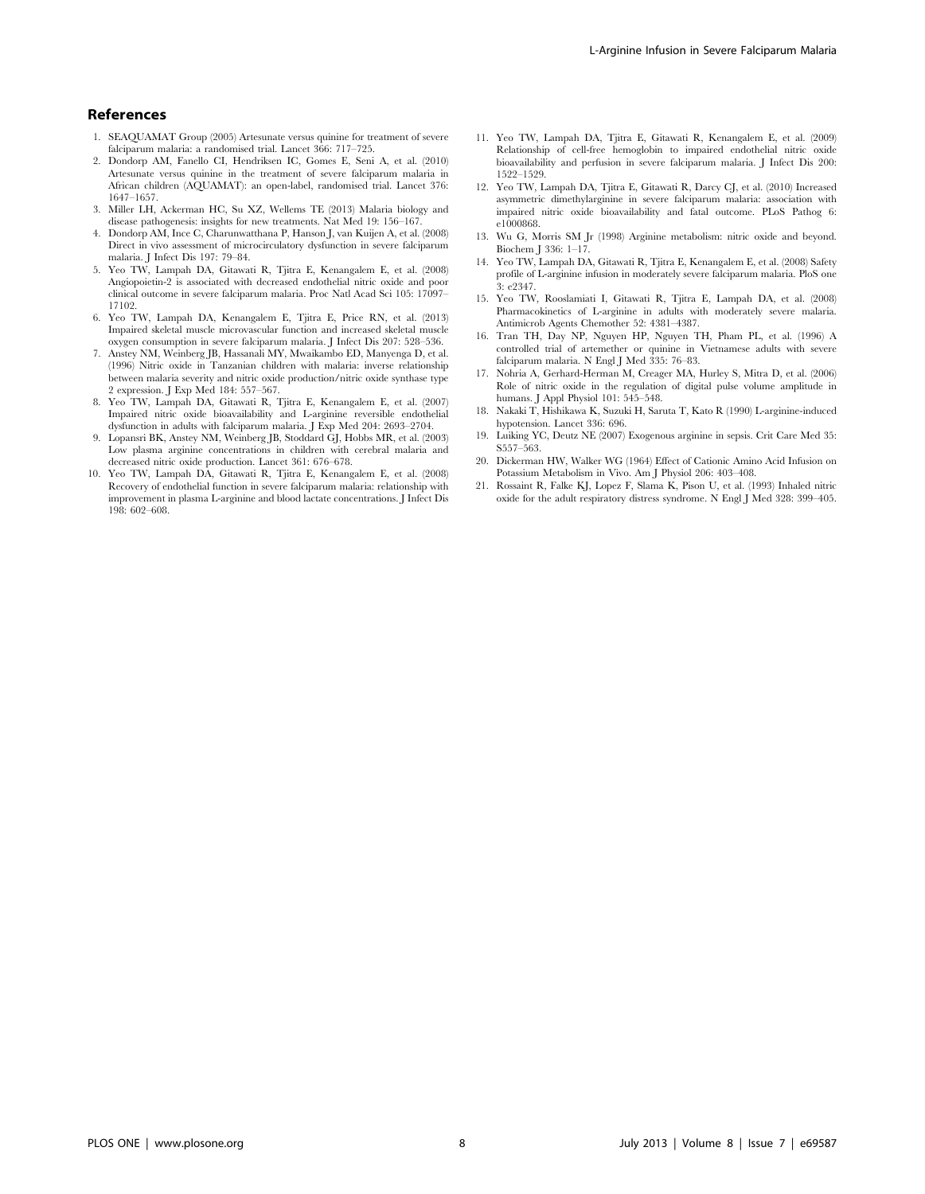## References

1. SEAQUAMAT Group (2005) Artesunate versus quinine for treatment of severe falciparum malaria: a randomised trial. Lancet 366: 717–725.
2. Dondorp AM, Fanello CI, Hendriksen IC, Gomes E, Seni A, et al. (2010) Artesunate versus quinine in the treatment of severe falciparum malaria in African children (AQUAMAT): an open-label, randomised trial. Lancet 376: 1647–1657.
3. Miller LH, Ackerman HC, Su XZ, Wellems TE (2013) Malaria biology and disease pathogenesis: insights for new treatments. Nat Med 19: 156–167.
4. Dondorp AM, Ince C, Charunwatthana P, Hanson J, van Kuijen A, et al. (2008) Direct in vivo assessment of microcirculatory dysfunction in severe falciparum malaria. J Infect Dis 197: 79–84.
5. Yeo TW, Lampah DA, Gitawati R, Tjitra E, Kenangalem E, et al. (2008) Angiopoietin-2 is associated with decreased endothelial nitric oxide and poor clinical outcome in severe falciparum malaria. Proc Natl Acad Sci 105: 17097–17102.
6. Yeo TW, Lampah DA, Kenangalem E, Tjitra E, Price RN, et al. (2013) Impaired skeletal muscle microvascular function and increased skeletal muscle oxygen consumption in severe falciparum malaria. J Infect Dis 207: 528–536.
7. Anstey NM, Weinberg JB, Hassanali MY, Mwaikambo ED, Manyenga D, et al. (1996) Nitric oxide in Tanzanian children with malaria: inverse relationship between malaria severity and nitric oxide production/nitric oxide synthase type 2 expression. J Exp Med 184: 557–567.
8. Yeo TW, Lampah DA, Gitawati R, Tjitra E, Kenangalem E, et al. (2007) Impaired nitric oxide bioavailability and L-arginine reversible endothelial dysfunction in adults with falciparum malaria. J Exp Med 204: 2693–2704.
9. Lopansri BK, Anstey NM, Weinberg JB, Stoddard GJ, Hobbs MR, et al. (2003) Low plasma arginine concentrations in children with cerebral malaria and decreased nitric oxide production. Lancet 361: 676–678.
10. Yeo TW, Lampah DA, Gitawati R, Tjitra E, Kenangalem E, et al. (2008) Recovery of endothelial function in severe falciparum malaria: relationship with improvement in plasma L-arginine and blood lactate concentrations. J Infect Dis 198: 602–608.
11. Yeo TW, Lampah DA, Tjitra E, Gitawati R, Kenangalem E, et al. (2009) Relationship of cell-free hemoglobin to impaired endothelial nitric oxide bioavailability and perfusion in severe falciparum malaria. J Infect Dis 200: 1522–1529.
12. Yeo TW, Lampah DA, Tjitra E, Gitawati R, Darcy CJ, et al. (2010) Increased asymmetric dimethylarginine in severe falciparum malaria: association with impaired nitric oxide bioavailability and fatal outcome. PLoS Pathog 6: e1000868.
13. Wu G, Morris SM Jr (1998) Arginine metabolism: nitric oxide and beyond. Biochem J 336: 1–17.
14. Yeo TW, Lampah DA, Gitawati R, Tjitra E, Kenangalem E, et al. (2008) Safety profile of L-arginine infusion in moderately severe falciparum malaria. PloS one 3: e2347.
15. Yeo TW, Rooslamiati I, Gitawati R, Tjitra E, Lampah DA, et al. (2008) Pharmacokinetics of L-arginine in adults with moderately severe malaria. Antimicrob Agents Chemother 52: 4381–4387.
16. Tran TH, Day NP, Nguyen HP, Nguyen TH, Pham PL, et al. (1996) A controlled trial of artemether or quinine in Vietnamese adults with severe falciparum malaria. N Engl J Med 335: 76–83.
17. Nohria A, Gerhard-Herman M, Creager MA, Hurley S, Mitra D, et al. (2006) Role of nitric oxide in the regulation of digital pulse volume amplitude in humans. J Appl Physiol 101: 545–548.
18. Nakaki T, Hishikawa K, Suzuki H, Saruta T, Kato R (1990) L-arginine-induced hypotension. Lancet 336: 696.
19. Luiking YC, Deutz NE (2007) Exogenous arginine in sepsis. Crit Care Med 35: S557–563.
20. Dickerman HW, Walker WG (1964) Effect of Cationic Amino Acid Infusion on Potassium Metabolism in Vivo. Am J Physiol 206: 403–408.
21. Rossaint R, Falke KJ, Lopez F, Slama K, Pison U, et al. (1993) Inhaled nitric oxide for the adult respiratory distress syndrome. N Engl J Med 328: 399–405.